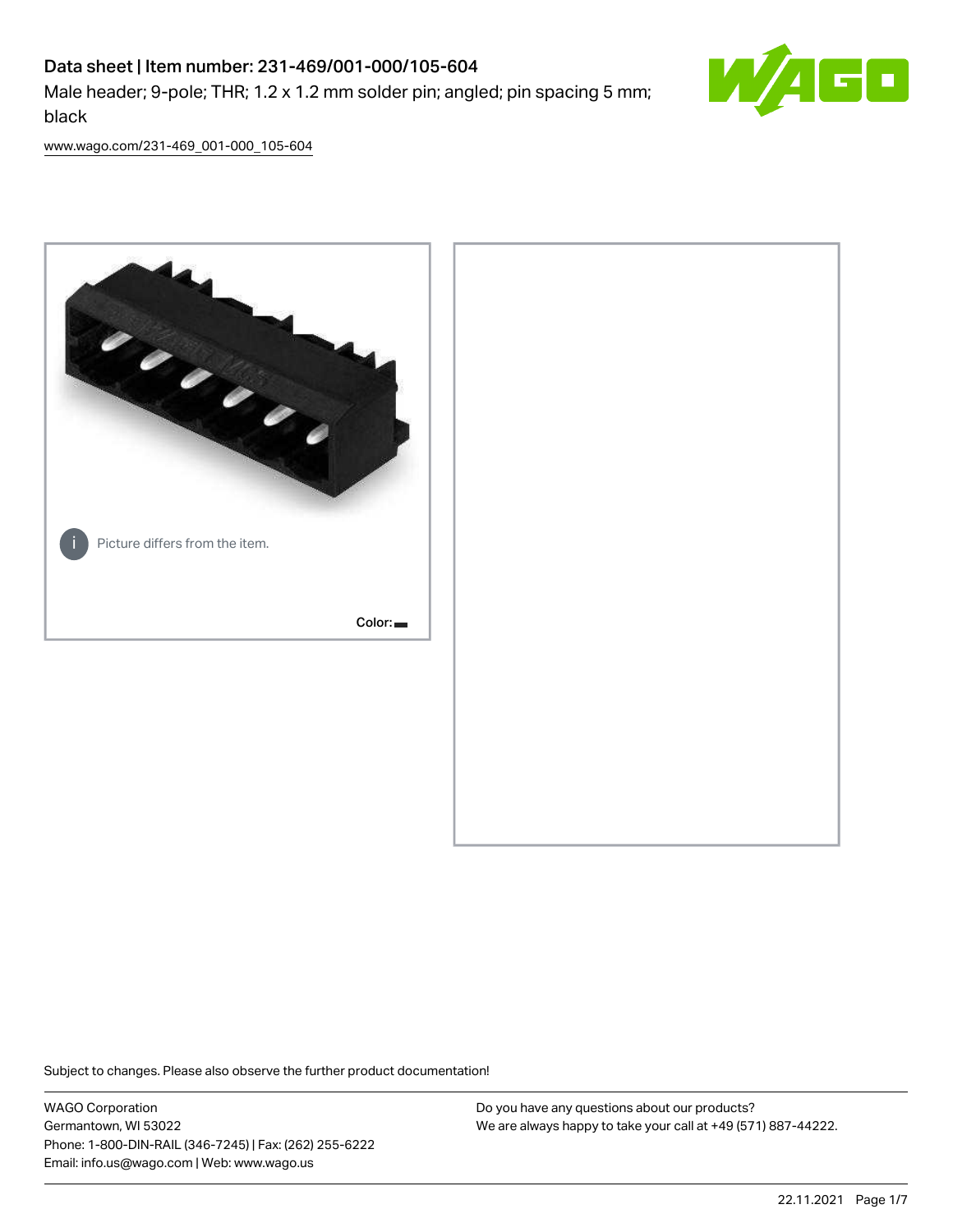# Data sheet | Item number: 231-469/001-000/105-604

Male header; 9-pole; THR; 1.2 x 1.2 mm solder pin; angled; pin spacing 5 mm; black

www.wago.com/231-469_001-000_105-604

Picture differs from the item.

Color:

Subject to changes. Please also observe the further product documentation!

WAGO Corporation
Germantown, WI 53022
Phone: 1-800-DIN-RAIL (346-7245) | Fax: (262) 255-6222
Email: info.us@wago.com | Web: www.wago.us

Do you have any questions about our products?
We are always happy to take your call at +49 (571) 887-44222.

22.11.2021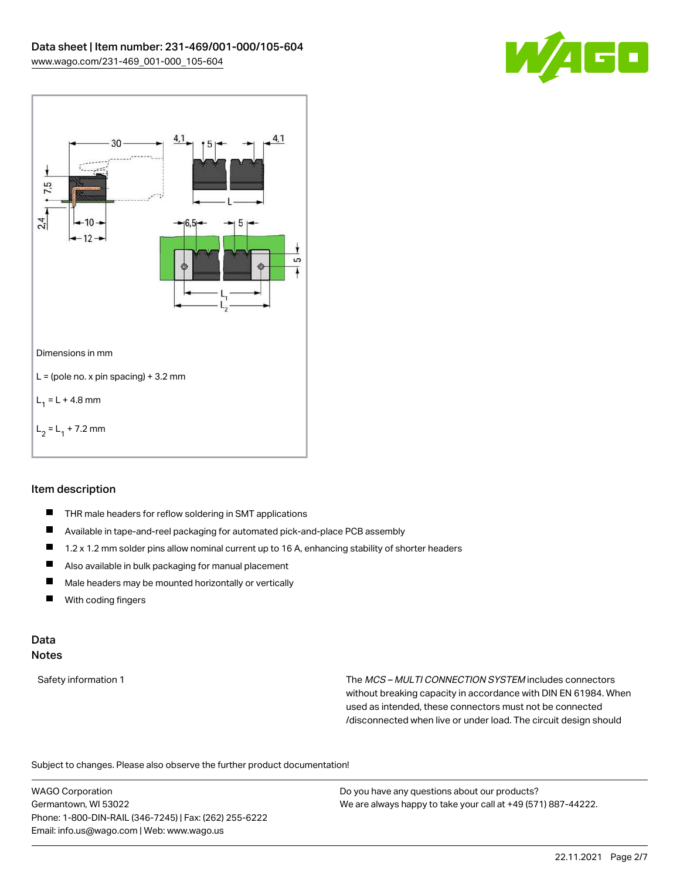Dimensions in mm

L = (pole no. x pin spacing) + 3.2 mm

$L_1$ = L + 4.8 mm

$L_2$ = $L_1$ + 7.2 mm

## Item description

- THR male headers for reflow soldering in SMT applications
- Available in tape-and-reel packaging for automated pick-and-place PCB assembly
- 1.2 x 1.2 mm solder pins allow nominal current up to 16 A, enhancing stability of shorter headers
- Also available in bulk packaging for manual placement
- Male headers may be mounted horizontally or vertically
- With coding fingers

## Data
## Notes

| | |
|---|---|
| Safety information 1 | The *MCS – MULTI CONNECTION SYSTEM* includes connectors without breaking capacity in accordance with DIN EN 61984. When used as intended, these connectors must not be connected /disconnected when live or under load. The circuit design should |

Subject to changes. Please also observe the further product documentation!

WAGO Corporation
Germantown, WI 53022
Phone: 1-800-DIN-RAIL (346-7245) | Fax: (262) 255-6222
Email: info.us@wago.com | Web: www.wago.us

Do you have any questions about our products?
We are always happy to take your call at +49 (571) 887-44222.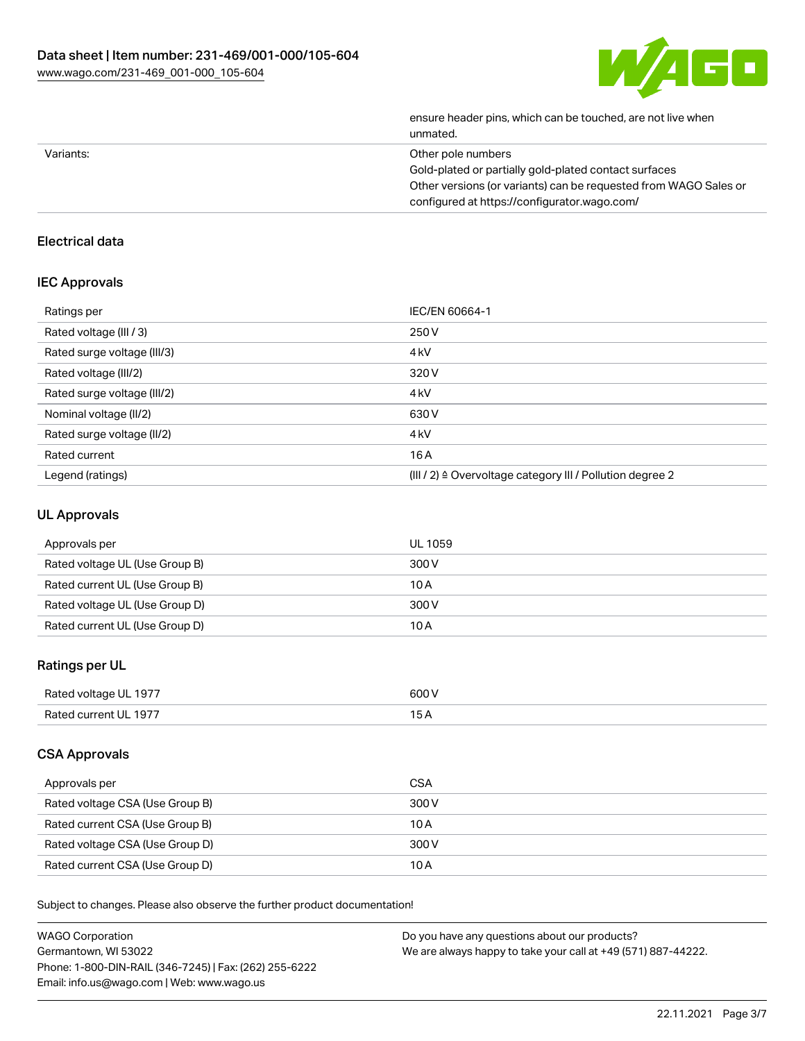| | |
|---|---|
| | ensure header pins, which can be touched, are not live when unmated. |
| Variants: | Other pole numbers<br>Gold-plated or partially gold-plated contact surfaces<br>Other versions (or variants) can be requested from WAGO Sales or configured at https://configurator.wago.com/ |

## Electrical data

### IEC Approvals

| | |
|---|---|
| Ratings per | IEC/EN 60664-1 |
| Rated voltage (III / 3) | 250 V |
| Rated surge voltage (III/3) | 4 kV |
| Rated voltage (III/2) | 320 V |
| Rated surge voltage (III/2) | 4 kV |
| Nominal voltage (II/2) | 630 V |
| Rated surge voltage (II/2) | 4 kV |
| Rated current | 16 A |
| Legend (ratings) | (III / 2) ≙ Overvoltage category III / Pollution degree 2 |

### UL Approvals

| | |
|---|---|
| Approvals per | UL 1059 |
| Rated voltage UL (Use Group B) | 300 V |
| Rated current UL (Use Group B) | 10 A |
| Rated voltage UL (Use Group D) | 300 V |
| Rated current UL (Use Group D) | 10 A |

### Ratings per UL

| | |
|---|---|
| Rated voltage UL 1977 | 600 V |
| Rated current UL 1977 | 15 A |

### CSA Approvals

| | |
|---|---|
| Approvals per | CSA |
| Rated voltage CSA (Use Group B) | 300 V |
| Rated current CSA (Use Group B) | 10 A |
| Rated voltage CSA (Use Group D) | 300 V |
| Rated current CSA (Use Group D) | 10 A |

Subject to changes. Please also observe the further product documentation!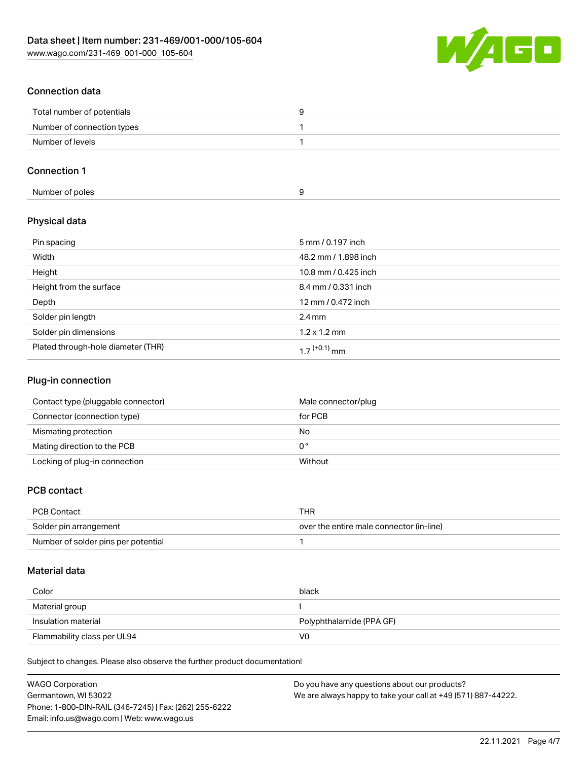## Connection data

| | |
|---|---|
| Total number of potentials | 9 |
| Number of connection types | 1 |
| Number of levels | 1 |

## Connection 1

| | |
|---|---|
| Number of poles | 9 |

## Physical data

| | |
|---|---|
| Pin spacing | 5 mm / 0.197 inch |
| Width | 48.2 mm / 1.898 inch |
| Height | 10.8 mm / 0.425 inch |
| Height from the surface | 8.4 mm / 0.331 inch |
| Depth | 12 mm / 0.472 inch |
| Solder pin length | 2.4 mm |
| Solder pin dimensions | 1.2 x 1.2 mm |
| Plated through-hole diameter (THR) | $1.7^{(+0.1)}$ mm |

## Plug-in connection

| | |
|---|---|
| Contact type (pluggable connector) | Male connector/plug |
| Connector (connection type) | for PCB |
| Mismating protection | No |
| Mating direction to the PCB | 0° |
| Locking of plug-in connection | Without |

## PCB contact

| | |
|---|---|
| PCB Contact | THR |
| Solder pin arrangement | over the entire male connector (in-line) |
| Number of solder pins per potential | 1 |

## Material data

| | |
|---|---|
| Color | black |
| Material group | I |
| Insulation material | Polyphthalamide (PPA GF) |
| Flammability class per UL94 | V0 |

Subject to changes. Please also observe the further product documentation!

WAGO Corporation
Germantown, WI 53022
Phone: 1-800-DIN-RAIL (346-7245) | Fax: (262) 255-6222
Email: info.us@wago.com | Web: www.wago.us

Do you have any questions about our products?
We are always happy to take your call at +49 (571) 887-44222.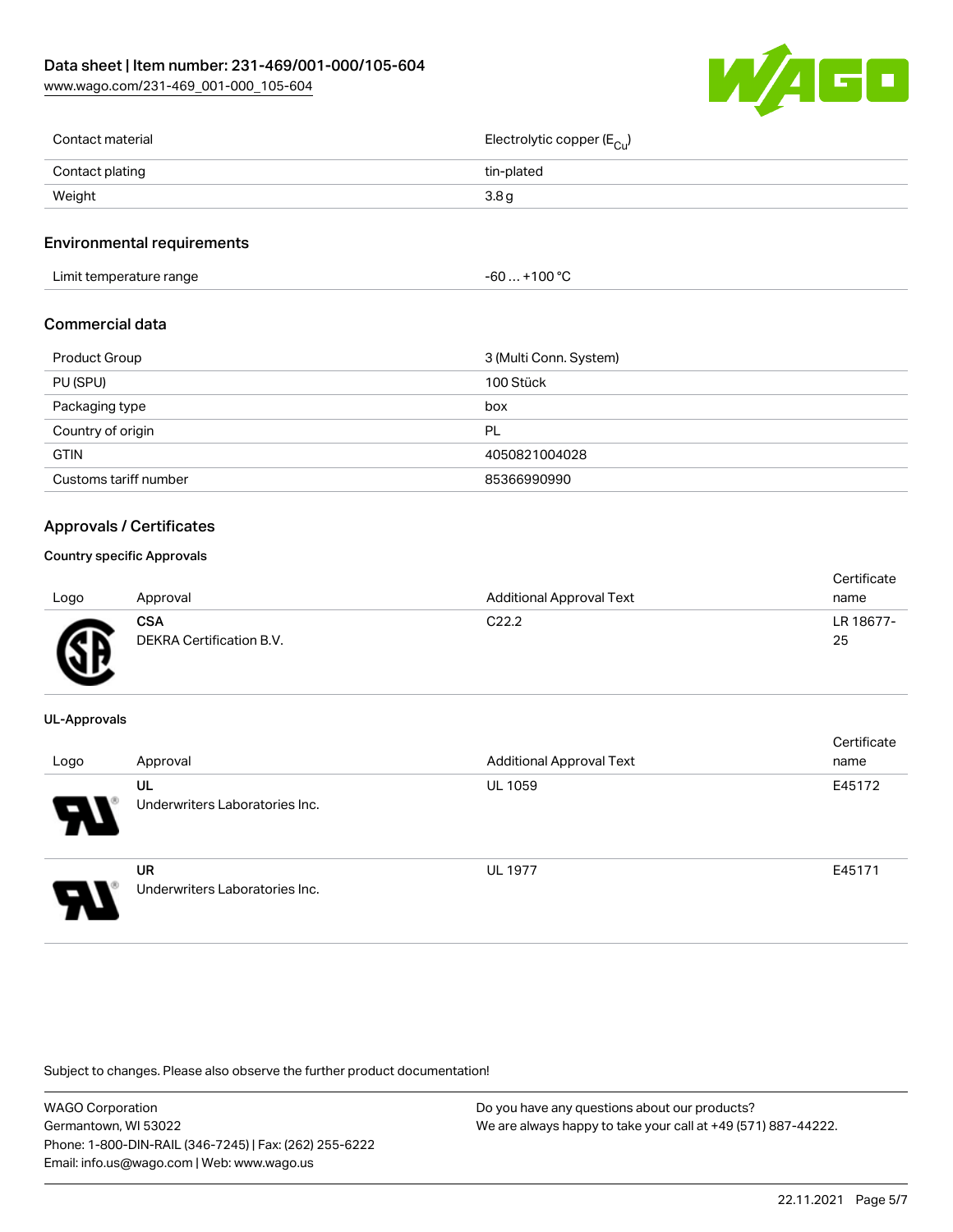| | |
|---|---|
| Contact material | Electrolytic copper ($E_{Cu}$) |
| Contact plating | tin-plated |
| Weight | 3.8 g |

## Environmental requirements

| | |
|---|---|
| Limit temperature range | -60 … +100 °C |

## Commercial data

| | |
|---|---|
| Product Group | 3 (Multi Conn. System) |
| PU (SPU) | 100 Stück |
| Packaging type | box |
| Country of origin | PL |
| GTIN | 4050821004028 |
| Customs tariff number | 85366990990 |

## Approvals / Certificates

### Country specific Approvals

| Logo | Approval | Additional Approval Text | Certificate name |
|---|---|---|---|
| | **CSA** DEKRA Certification B.V. | C22.2 | LR 18677-25 |

### UL-Approvals

| Logo | Approval | Additional Approval Text | Certificate name |
|---|---|---|---|
| | **UL** Underwriters Laboratories Inc. | UL 1059 | E45172 |
| | **UR** Underwriters Laboratories Inc. | UL 1977 | E45171 |

Subject to changes. Please also observe the further product documentation!

WAGO Corporation
Germantown, WI 53022
Phone: 1-800-DIN-RAIL (346-7245) | Fax: (262) 255-6222
Email: info.us@wago.com | Web: www.wago.us

Do you have any questions about our products?
We are always happy to take your call at +49 (571) 887-44222.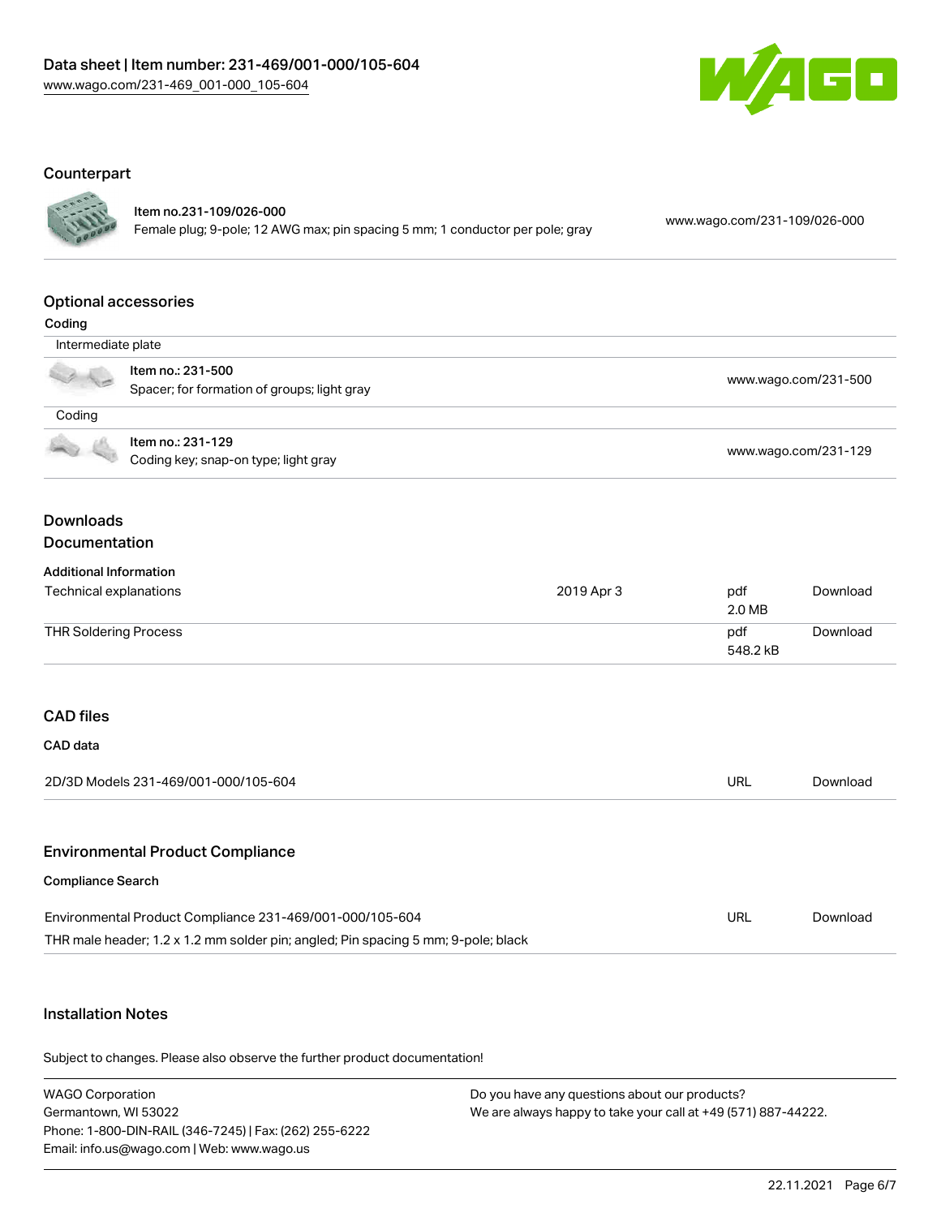## Counterpart

| | | |
|---|---|---|
| | **Item no.231-109/026-000**<br>Female plug; 9-pole; 12 AWG max; pin spacing 5 mm; 1 conductor per pole; gray | www.wago.com/231-109/026-000 |

## Optional accessories

**Coding**

| | | |
|---|---|---|
| Intermediate plate | | |
| | **Item no.: 231-500**<br>Spacer; for formation of groups; light gray | www.wago.com/231-500 |
| Coding | | |
| | **Item no.: 231-129**<br>Coding key; snap-on type; light gray | www.wago.com/231-129 |

## Downloads
## Documentation

**Additional Information**

| | | | |
|---|---|---|---|
| Technical explanations | 2019 Apr 3 | pdf<br>2.0 MB | Download |
| THR Soldering Process | | pdf<br>548.2 kB | Download |

## CAD files

**CAD data**

| | | |
|---|---|---|
| 2D/3D Models 231-469/001-000/105-604 | URL | Download |

## Environmental Product Compliance

**Compliance Search**

| | | |
|---|---|---|
| Environmental Product Compliance 231-469/001-000/105-604<br>THR male header; 1.2 x 1.2 mm solder pin; angled; Pin spacing 5 mm; 9-pole; black | URL | Download |

## Installation Notes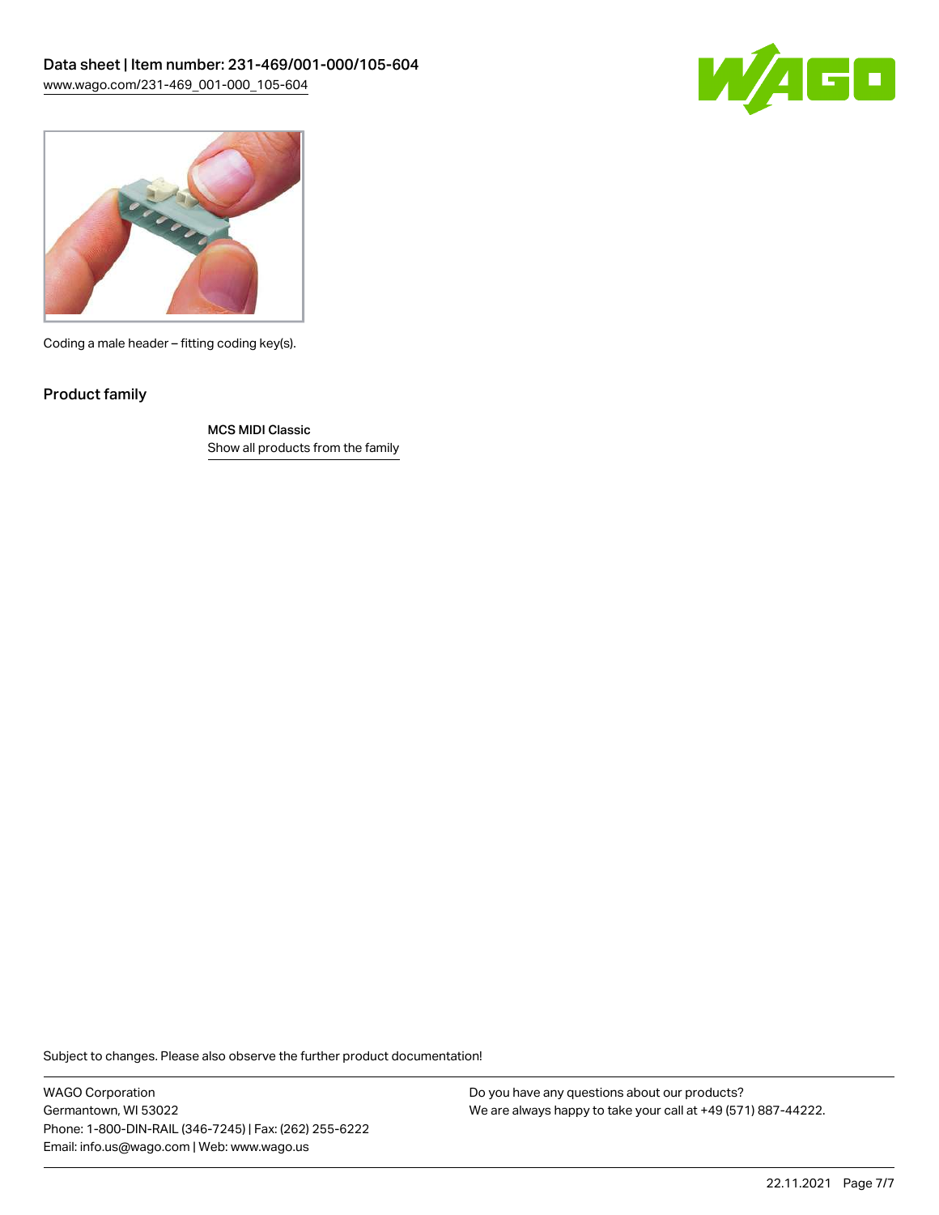Coding a male header – fitting coding key(s).

## Product family

MCS MIDI Classic
Show all products from the family

Subject to changes. Please also observe the further product documentation!

WAGO Corporation
Germantown, WI 53022
Phone: 1-800-DIN-RAIL (346-7245) | Fax: (262) 255-6222
Email: info.us@wago.com | Web: www.wago.us

Do you have any questions about our products?
We are always happy to take your call at +49 (571) 887-44222.